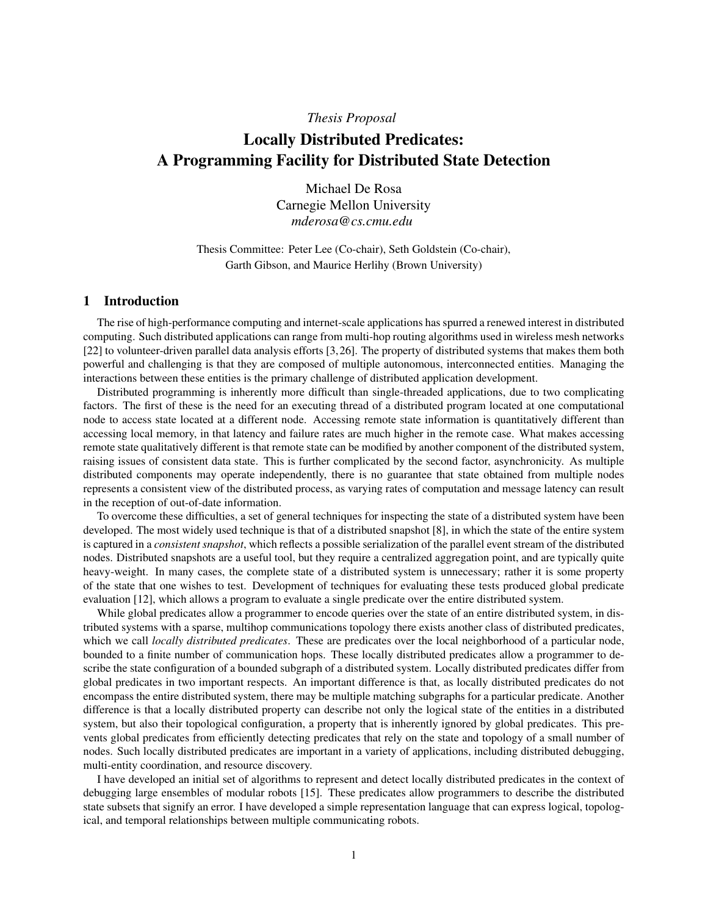*Thesis Proposal*

# Locally Distributed Predicates: A Programming Facility for Distributed State Detection

Michael De Rosa
Carnegie Mellon University
*mderosa@cs.cmu.edu*

Thesis Committee: Peter Lee (Co-chair), Seth Goldstein (Co-chair), Garth Gibson, and Maurice Herlihy (Brown University)

## 1 Introduction

The rise of high-performance computing and internet-scale applications has spurred a renewed interest in distributed computing. Such distributed applications can range from multi-hop routing algorithms used in wireless mesh networks [22] to volunteer-driven parallel data analysis efforts [3,26]. The property of distributed systems that makes them both powerful and challenging is that they are composed of multiple autonomous, interconnected entities. Managing the interactions between these entities is the primary challenge of distributed application development.

Distributed programming is inherently more difficult than single-threaded applications, due to two complicating factors. The first of these is the need for an executing thread of a distributed program located at one computational node to access state located at a different node. Accessing remote state information is quantitatively different than accessing local memory, in that latency and failure rates are much higher in the remote case. What makes accessing remote state qualitatively different is that remote state can be modified by another component of the distributed system, raising issues of consistent data state. This is further complicated by the second factor, asynchronicity. As multiple distributed components may operate independently, there is no guarantee that state obtained from multiple nodes represents a consistent view of the distributed process, as varying rates of computation and message latency can result in the reception of out-of-date information.

To overcome these difficulties, a set of general techniques for inspecting the state of a distributed system have been developed. The most widely used technique is that of a distributed snapshot [8], in which the state of the entire system is captured in a *consistent snapshot*, which reflects a possible serialization of the parallel event stream of the distributed nodes. Distributed snapshots are a useful tool, but they require a centralized aggregation point, and are typically quite heavy-weight. In many cases, the complete state of a distributed system is unnecessary; rather it is some property of the state that one wishes to test. Development of techniques for evaluating these tests produced global predicate evaluation [12], which allows a program to evaluate a single predicate over the entire distributed system.

While global predicates allow a programmer to encode queries over the state of an entire distributed system, in distributed systems with a sparse, multihop communications topology there exists another class of distributed predicates, which we call *locally distributed predicates*. These are predicates over the local neighborhood of a particular node, bounded to a finite number of communication hops. These locally distributed predicates allow a programmer to describe the state configuration of a bounded subgraph of a distributed system. Locally distributed predicates differ from global predicates in two important respects. An important difference is that, as locally distributed predicates do not encompass the entire distributed system, there may be multiple matching subgraphs for a particular predicate. Another difference is that a locally distributed property can describe not only the logical state of the entities in a distributed system, but also their topological configuration, a property that is inherently ignored by global predicates. This prevents global predicates from efficiently detecting predicates that rely on the state and topology of a small number of nodes. Such locally distributed predicates are important in a variety of applications, including distributed debugging, multi-entity coordination, and resource discovery.

I have developed an initial set of algorithms to represent and detect locally distributed predicates in the context of debugging large ensembles of modular robots [15]. These predicates allow programmers to describe the distributed state subsets that signify an error. I have developed a simple representation language that can express logical, topological, and temporal relationships between multiple communicating robots.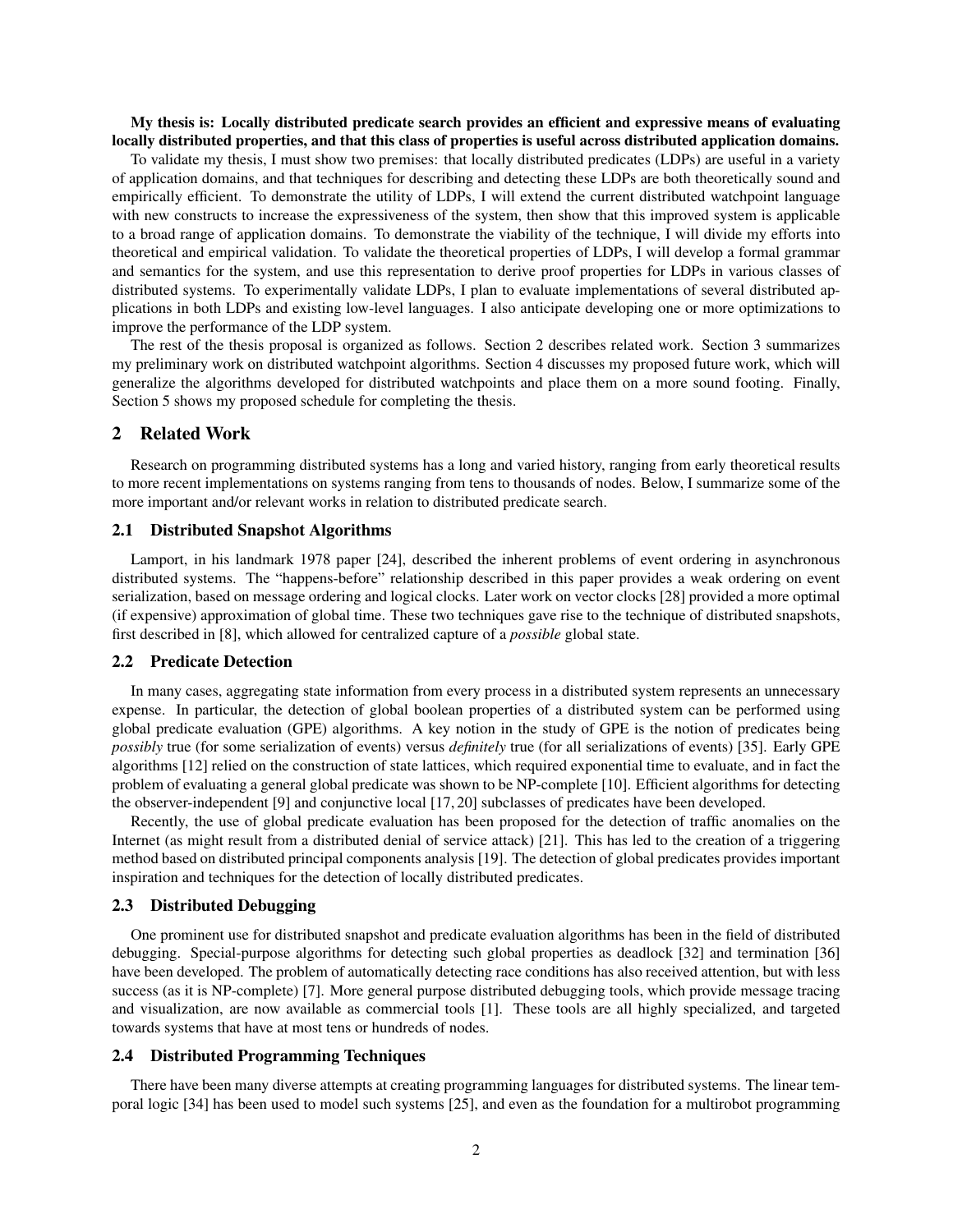**My thesis is: Locally distributed predicate search provides an efficient and expressive means of evaluating locally distributed properties, and that this class of properties is useful across distributed application domains.**

To validate my thesis, I must show two premises: that locally distributed predicates (LDPs) are useful in a variety of application domains, and that techniques for describing and detecting these LDPs are both theoretically sound and empirically efficient. To demonstrate the utility of LDPs, I will extend the current distributed watchpoint language with new constructs to increase the expressiveness of the system, then show that this improved system is applicable to a broad range of application domains. To demonstrate the viability of the technique, I will divide my efforts into theoretical and empirical validation. To validate the theoretical properties of LDPs, I will develop a formal grammar and semantics for the system, and use this representation to derive proof properties for LDPs in various classes of distributed systems. To experimentally validate LDPs, I plan to evaluate implementations of several distributed applications in both LDPs and existing low-level languages. I also anticipate developing one or more optimizations to improve the performance of the LDP system.

The rest of the thesis proposal is organized as follows. Section 2 describes related work. Section 3 summarizes my preliminary work on distributed watchpoint algorithms. Section 4 discusses my proposed future work, which will generalize the algorithms developed for distributed watchpoints and place them on a more sound footing. Finally, Section 5 shows my proposed schedule for completing the thesis.

## 2 Related Work

Research on programming distributed systems has a long and varied history, ranging from early theoretical results to more recent implementations on systems ranging from tens to thousands of nodes. Below, I summarize some of the more important and/or relevant works in relation to distributed predicate search.

### 2.1 Distributed Snapshot Algorithms

Lamport, in his landmark 1978 paper [24], described the inherent problems of event ordering in asynchronous distributed systems. The "happens-before" relationship described in this paper provides a weak ordering on event serialization, based on message ordering and logical clocks. Later work on vector clocks [28] provided a more optimal (if expensive) approximation of global time. These two techniques gave rise to the technique of distributed snapshots, first described in [8], which allowed for centralized capture of a *possible* global state.

### 2.2 Predicate Detection

In many cases, aggregating state information from every process in a distributed system represents an unnecessary expense. In particular, the detection of global boolean properties of a distributed system can be performed using global predicate evaluation (GPE) algorithms. A key notion in the study of GPE is the notion of predicates being *possibly* true (for some serialization of events) versus *definitely* true (for all serializations of events) [35]. Early GPE algorithms [12] relied on the construction of state lattices, which required exponential time to evaluate, and in fact the problem of evaluating a general global predicate was shown to be NP-complete [10]. Efficient algorithms for detecting the observer-independent [9] and conjunctive local [17, 20] subclasses of predicates have been developed.

Recently, the use of global predicate evaluation has been proposed for the detection of traffic anomalies on the Internet (as might result from a distributed denial of service attack) [21]. This has led to the creation of a triggering method based on distributed principal components analysis [19]. The detection of global predicates provides important inspiration and techniques for the detection of locally distributed predicates.

### 2.3 Distributed Debugging

One prominent use for distributed snapshot and predicate evaluation algorithms has been in the field of distributed debugging. Special-purpose algorithms for detecting such global properties as deadlock [32] and termination [36] have been developed. The problem of automatically detecting race conditions has also received attention, but with less success (as it is NP-complete) [7]. More general purpose distributed debugging tools, which provide message tracing and visualization, are now available as commercial tools [1]. These tools are all highly specialized, and targeted towards systems that have at most tens or hundreds of nodes.

### 2.4 Distributed Programming Techniques

There have been many diverse attempts at creating programming languages for distributed systems. The linear temporal logic [34] has been used to model such systems [25], and even as the foundation for a multirobot programming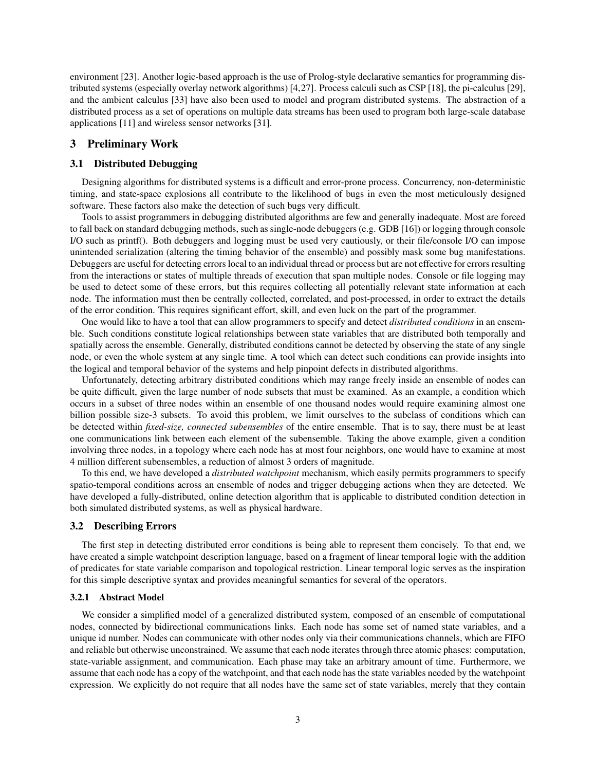environment [23]. Another logic-based approach is the use of Prolog-style declarative semantics for programming distributed systems (especially overlay network algorithms) [4,27]. Process calculi such as CSP [18], the pi-calculus [29], and the ambient calculus [33] have also been used to model and program distributed systems. The abstraction of a distributed process as a set of operations on multiple data streams has been used to program both large-scale database applications [11] and wireless sensor networks [31].

## 3 Preliminary Work

### 3.1 Distributed Debugging

Designing algorithms for distributed systems is a difficult and error-prone process. Concurrency, non-deterministic timing, and state-space explosions all contribute to the likelihood of bugs in even the most meticulously designed software. These factors also make the detection of such bugs very difficult.

Tools to assist programmers in debugging distributed algorithms are few and generally inadequate. Most are forced to fall back on standard debugging methods, such as single-node debuggers (e.g. GDB [16]) or logging through console I/O such as printf(). Both debuggers and logging must be used very cautiously, or their file/console I/O can impose unintended serialization (altering the timing behavior of the ensemble) and possibly mask some bug manifestations. Debuggers are useful for detecting errors local to an individual thread or process but are not effective for errors resulting from the interactions or states of multiple threads of execution that span multiple nodes. Console or file logging may be used to detect some of these errors, but this requires collecting all potentially relevant state information at each node. The information must then be centrally collected, correlated, and post-processed, in order to extract the details of the error condition. This requires significant effort, skill, and even luck on the part of the programmer.

One would like to have a tool that can allow programmers to specify and detect *distributed conditions* in an ensemble. Such conditions constitute logical relationships between state variables that are distributed both temporally and spatially across the ensemble. Generally, distributed conditions cannot be detected by observing the state of any single node, or even the whole system at any single time. A tool which can detect such conditions can provide insights into the logical and temporal behavior of the systems and help pinpoint defects in distributed algorithms.

Unfortunately, detecting arbitrary distributed conditions which may range freely inside an ensemble of nodes can be quite difficult, given the large number of node subsets that must be examined. As an example, a condition which occurs in a subset of three nodes within an ensemble of one thousand nodes would require examining almost one billion possible size-3 subsets. To avoid this problem, we limit ourselves to the subclass of conditions which can be detected within *fixed-size, connected subensembles* of the entire ensemble. That is to say, there must be at least one communications link between each element of the subensemble. Taking the above example, given a condition involving three nodes, in a topology where each node has at most four neighbors, one would have to examine at most 4 million different subensembles, a reduction of almost 3 orders of magnitude.

To this end, we have developed a *distributed watchpoint* mechanism, which easily permits programmers to specify spatio-temporal conditions across an ensemble of nodes and trigger debugging actions when they are detected. We have developed a fully-distributed, online detection algorithm that is applicable to distributed condition detection in both simulated distributed systems, as well as physical hardware.

### 3.2 Describing Errors

The first step in detecting distributed error conditions is being able to represent them concisely. To that end, we have created a simple watchpoint description language, based on a fragment of linear temporal logic with the addition of predicates for state variable comparison and topological restriction. Linear temporal logic serves as the inspiration for this simple descriptive syntax and provides meaningful semantics for several of the operators.

#### 3.2.1 Abstract Model

We consider a simplified model of a generalized distributed system, composed of an ensemble of computational nodes, connected by bidirectional communications links. Each node has some set of named state variables, and a unique id number. Nodes can communicate with other nodes only via their communications channels, which are FIFO and reliable but otherwise unconstrained. We assume that each node iterates through three atomic phases: computation, state-variable assignment, and communication. Each phase may take an arbitrary amount of time. Furthermore, we assume that each node has a copy of the watchpoint, and that each node has the state variables needed by the watchpoint expression. We explicitly do not require that all nodes have the same set of state variables, merely that they contain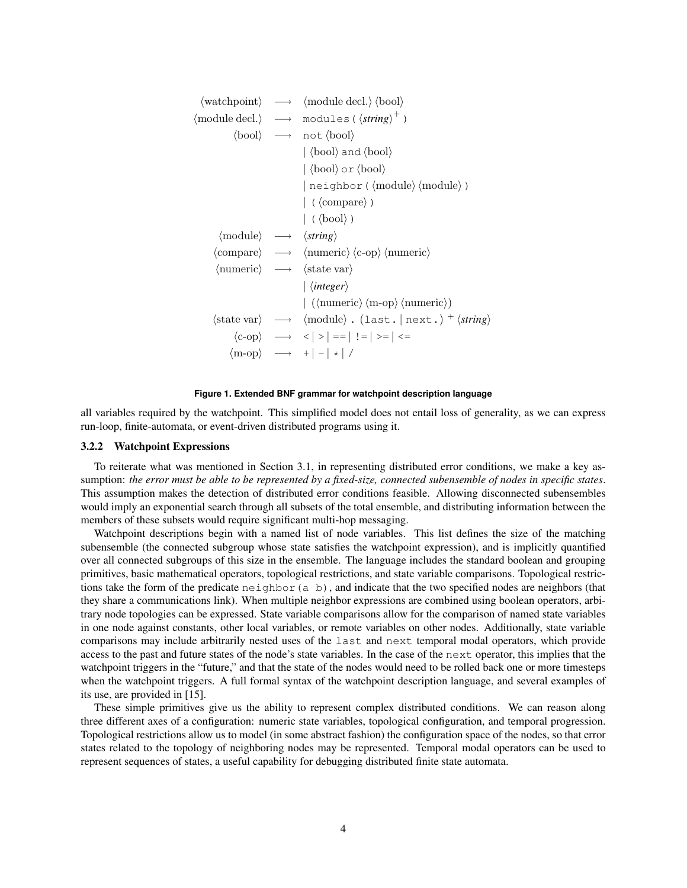$$
\begin{array}{rcl}
\langle\text{watchpoint}\rangle & \longrightarrow & \langle\text{module decl.}\rangle\ \langle\text{bool}\rangle \\
\langle\text{module decl.}\rangle & \longrightarrow & \texttt{modules (}\ \langle\textit{string}\rangle^{+}\ \texttt{)} \\
\langle\text{bool}\rangle & \longrightarrow & \texttt{not}\ \langle\text{bool}\rangle \\
 & & |\ \langle\text{bool}\rangle\ \texttt{and}\ \langle\text{bool}\rangle \\
 & & |\ \langle\text{bool}\rangle\ \texttt{or}\ \langle\text{bool}\rangle \\
 & & |\ \texttt{neighbor (}\ \langle\text{module}\rangle\ \langle\text{module}\rangle\ \texttt{)} \\
 & & |\ \texttt{(}\ \langle\text{compare}\rangle\ \texttt{)} \\
 & & |\ \texttt{(}\ \langle\text{bool}\rangle\ \texttt{)} \\
\langle\text{module}\rangle & \longrightarrow & \langle\textit{string}\rangle \\
\langle\text{compare}\rangle & \longrightarrow & \langle\text{numeric}\rangle\ \langle\text{c-op}\rangle\ \langle\text{numeric}\rangle \\
\langle\text{numeric}\rangle & \longrightarrow & \langle\text{state var}\rangle \\
 & & |\ \langle\textit{integer}\rangle \\
 & & |\ (\langle\text{numeric}\rangle\ \langle\text{m-op}\rangle\ \langle\text{numeric}\rangle) \\
\langle\text{state var}\rangle & \longrightarrow & \langle\text{module}\rangle\ \texttt{.}\ (\texttt{last.}\ |\ \texttt{next.})^{+}\ \langle\textit{string}\rangle \\
\langle\text{c-op}\rangle & \longrightarrow & \texttt{<}\ |\ \texttt{>}\ |\ \texttt{==}\ |\ \texttt{!=}\ |\ \texttt{>=}\ |\ \texttt{<=} \\
\langle\text{m-op}\rangle & \longrightarrow & \texttt{+}\ |\ \texttt{-}\ |\ \texttt{*}\ |\ \texttt{/}
\end{array}
$$

**Figure 1. Extended BNF grammar for watchpoint description language**

all variables required by the watchpoint. This simplified model does not entail loss of generality, as we can express run-loop, finite-automata, or event-driven distributed programs using it.

### 3.2.2 Watchpoint Expressions

To reiterate what was mentioned in Section 3.1, in representing distributed error conditions, we make a key assumption: *the error must be able to be represented by a fixed-size, connected subensemble of nodes in specific states*. This assumption makes the detection of distributed error conditions feasible. Allowing disconnected subensembles would imply an exponential search through all subsets of the total ensemble, and distributing information between the members of these subsets would require significant multi-hop messaging.

Watchpoint descriptions begin with a named list of node variables. This list defines the size of the matching subensemble (the connected subgroup whose state satisfies the watchpoint expression), and is implicitly quantified over all connected subgroups of this size in the ensemble. The language includes the standard boolean and grouping primitives, basic mathematical operators, topological restrictions, and state variable comparisons. Topological restrictions take the form of the predicate `neighbor(a b)`, and indicate that the two specified nodes are neighbors (that they share a communications link). When multiple neighbor expressions are combined using boolean operators, arbitrary node topologies can be expressed. State variable comparisons allow for the comparison of named state variables in one node against constants, other local variables, or remote variables on other nodes. Additionally, state variable comparisons may include arbitrarily nested uses of the `last` and `next` temporal modal operators, which provide access to the past and future states of the node's state variables. In the case of the `next` operator, this implies that the watchpoint triggers in the "future," and that the state of the nodes would need to be rolled back one or more timesteps when the watchpoint triggers. A full formal syntax of the watchpoint description language, and several examples of its use, are provided in [15].

These simple primitives give us the ability to represent complex distributed conditions. We can reason along three different axes of a configuration: numeric state variables, topological configuration, and temporal progression. Topological restrictions allow us to model (in some abstract fashion) the configuration space of the nodes, so that error states related to the topology of neighboring nodes may be represented. Temporal modal operators can be used to represent sequences of states, a useful capability for debugging distributed finite state automata.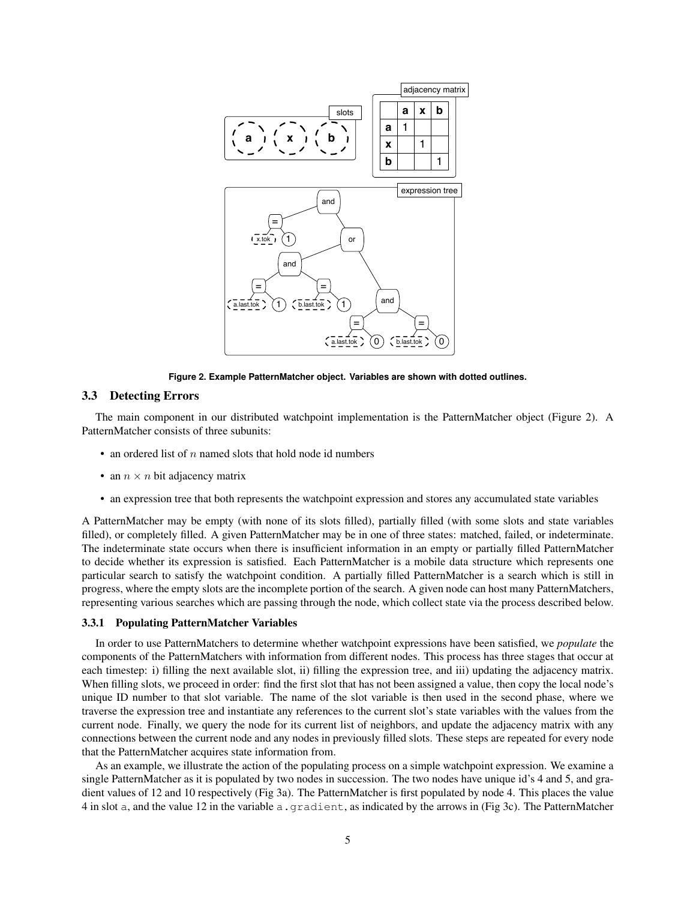Figure 2. Example PatternMatcher object. Variables are shown with dotted outlines.

### 3.3 Detecting Errors

The main component in our distributed watchpoint implementation is the PatternMatcher object (Figure 2). A PatternMatcher consists of three subunits:

- an ordered list of $n$ named slots that hold node id numbers
- an $n \times n$ bit adjacency matrix
- an expression tree that both represents the watchpoint expression and stores any accumulated state variables

A PatternMatcher may be empty (with none of its slots filled), partially filled (with some slots and state variables filled), or completely filled. A given PatternMatcher may be in one of three states: matched, failed, or indeterminate. The indeterminate state occurs when there is insufficient information in an empty or partially filled PatternMatcher to decide whether its expression is satisfied. Each PatternMatcher is a mobile data structure which represents one particular search to satisfy the watchpoint condition. A partially filled PatternMatcher is a search which is still in progress, where the empty slots are the incomplete portion of the search. A given node can host many PatternMatchers, representing various searches which are passing through the node, which collect state via the process described below.

#### 3.3.1 Populating PatternMatcher Variables

In order to use PatternMatchers to determine whether watchpoint expressions have been satisfied, we *populate* the components of the PatternMatchers with information from different nodes. This process has three stages that occur at each timestep: i) filling the next available slot, ii) filling the expression tree, and iii) updating the adjacency matrix. When filling slots, we proceed in order: find the first slot that has not been assigned a value, then copy the local node's unique ID number to that slot variable. The name of the slot variable is then used in the second phase, where we traverse the expression tree and instantiate any references to the current slot's state variables with the values from the current node. Finally, we query the node for its current list of neighbors, and update the adjacency matrix with any connections between the current node and any nodes in previously filled slots. These steps are repeated for every node that the PatternMatcher acquires state information from.

As an example, we illustrate the action of the populating process on a simple watchpoint expression. We examine a single PatternMatcher as it is populated by two nodes in succession. The two nodes have unique id's 4 and 5, and gradient values of 12 and 10 respectively (Fig 3a). The PatternMatcher is first populated by node 4. This places the value 4 in slot `a`, and the value 12 in the variable `a.gradient`, as indicated by the arrows in (Fig 3c). The PatternMatcher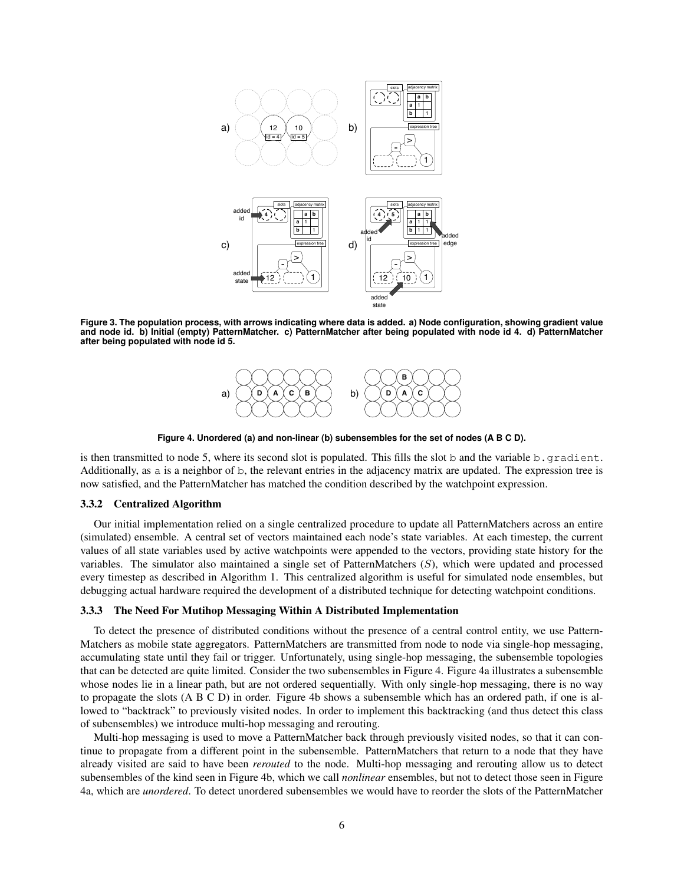Figure 3. The population process, with arrows indicating where data is added. a) Node configuration, showing gradient value and node id. b) Initial (empty) PatternMatcher. c) PatternMatcher after being populated with node id 4. d) PatternMatcher after being populated with node id 5.

Figure 4. Unordered (a) and non-linear (b) subensembles for the set of nodes (A B C D).

is then transmitted to node 5, where its second slot is populated. This fills the slot b and the variable b.gradient. Additionally, as a is a neighbor of b, the relevant entries in the adjacency matrix are updated. The expression tree is now satisfied, and the PatternMatcher has matched the condition described by the watchpoint expression.

### 3.3.2 Centralized Algorithm

Our initial implementation relied on a single centralized procedure to update all PatternMatchers across an entire (simulated) ensemble. A central set of vectors maintained each node's state variables. At each timestep, the current values of all state variables used by active watchpoints were appended to the vectors, providing state history for the variables. The simulator also maintained a single set of PatternMatchers ($S$), which were updated and processed every timestep as described in Algorithm 1. This centralized algorithm is useful for simulated node ensembles, but debugging actual hardware required the development of a distributed technique for detecting watchpoint conditions.

### 3.3.3 The Need For Mutihop Messaging Within A Distributed Implementation

To detect the presence of distributed conditions without the presence of a central control entity, we use PatternMatchers as mobile state aggregators. PatternMatchers are transmitted from node to node via single-hop messaging, accumulating state until they fail or trigger. Unfortunately, using single-hop messaging, the subensemble topologies that can be detected are quite limited. Consider the two subensembles in Figure 4. Figure 4a illustrates a subensemble whose nodes lie in a linear path, but are not ordered sequentially. With only single-hop messaging, there is no way to propagate the slots (A B C D) in order. Figure 4b shows a subensemble which has an ordered path, if one is allowed to "backtrack" to previously visited nodes. In order to implement this backtracking (and thus detect this class of subensembles) we introduce multi-hop messaging and rerouting.

Multi-hop messaging is used to move a PatternMatcher back through previously visited nodes, so that it can continue to propagate from a different point in the subensemble. PatternMatchers that return to a node that they have already visited are said to have been *rerouted* to the node. Multi-hop messaging and rerouting allow us to detect subensembles of the kind seen in Figure 4b, which we call *nonlinear* ensembles, but not to detect those seen in Figure 4a, which are *unordered*. To detect unordered subensembles we would have to reorder the slots of the PatternMatcher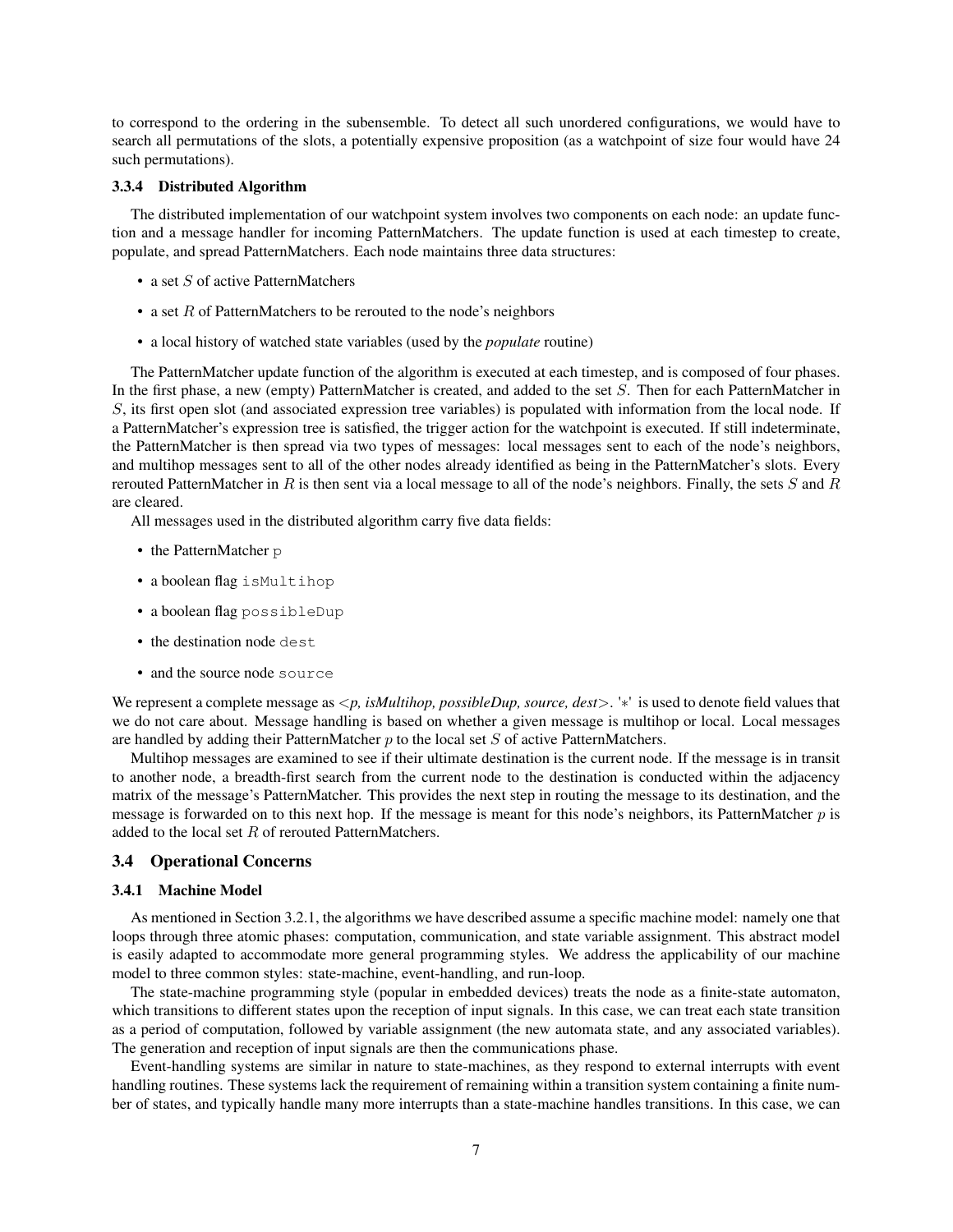to correspond to the ordering in the subensemble. To detect all such unordered configurations, we would have to search all permutations of the slots, a potentially expensive proposition (as a watchpoint of size four would have 24 such permutations).

#### 3.3.4 Distributed Algorithm

The distributed implementation of our watchpoint system involves two components on each node: an update function and a message handler for incoming PatternMatchers. The update function is used at each timestep to create, populate, and spread PatternMatchers. Each node maintains three data structures:

- a set $S$ of active PatternMatchers
- a set $R$ of PatternMatchers to be rerouted to the node's neighbors
- a local history of watched state variables (used by the *populate* routine)

The PatternMatcher update function of the algorithm is executed at each timestep, and is composed of four phases. In the first phase, a new (empty) PatternMatcher is created, and added to the set $S$. Then for each PatternMatcher in $S$, its first open slot (and associated expression tree variables) is populated with information from the local node. If a PatternMatcher's expression tree is satisfied, the trigger action for the watchpoint is executed. If still indeterminate, the PatternMatcher is then spread via two types of messages: local messages sent to each of the node's neighbors, and multihop messages sent to all of the other nodes already identified as being in the PatternMatcher's slots. Every rerouted PatternMatcher in $R$ is then sent via a local message to all of the node's neighbors. Finally, the sets $S$ and $R$ are cleared.

All messages used in the distributed algorithm carry five data fields:

- the PatternMatcher `p`
- a boolean flag `isMultihop`
- a boolean flag `possibleDup`
- the destination node `dest`
- and the source node `source`

We represent a complete message as <*p, isMultihop, possibleDup, source, dest*>. '$*$' is used to denote field values that we do not care about. Message handling is based on whether a given message is multihop or local. Local messages are handled by adding their PatternMatcher $p$ to the local set $S$ of active PatternMatchers.

Multihop messages are examined to see if their ultimate destination is the current node. If the message is in transit to another node, a breadth-first search from the current node to the destination is conducted within the adjacency matrix of the message's PatternMatcher. This provides the next step in routing the message to its destination, and the message is forwarded on to this next hop. If the message is meant for this node's neighbors, its PatternMatcher $p$ is added to the local set $R$ of rerouted PatternMatchers.

### 3.4 Operational Concerns

#### 3.4.1 Machine Model

As mentioned in Section 3.2.1, the algorithms we have described assume a specific machine model: namely one that loops through three atomic phases: computation, communication, and state variable assignment. This abstract model is easily adapted to accommodate more general programming styles. We address the applicability of our machine model to three common styles: state-machine, event-handling, and run-loop.

The state-machine programming style (popular in embedded devices) treats the node as a finite-state automaton, which transitions to different states upon the reception of input signals. In this case, we can treat each state transition as a period of computation, followed by variable assignment (the new automata state, and any associated variables). The generation and reception of input signals are then the communications phase.

Event-handling systems are similar in nature to state-machines, as they respond to external interrupts with event handling routines. These systems lack the requirement of remaining within a transition system containing a finite number of states, and typically handle many more interrupts than a state-machine handles transitions. In this case, we can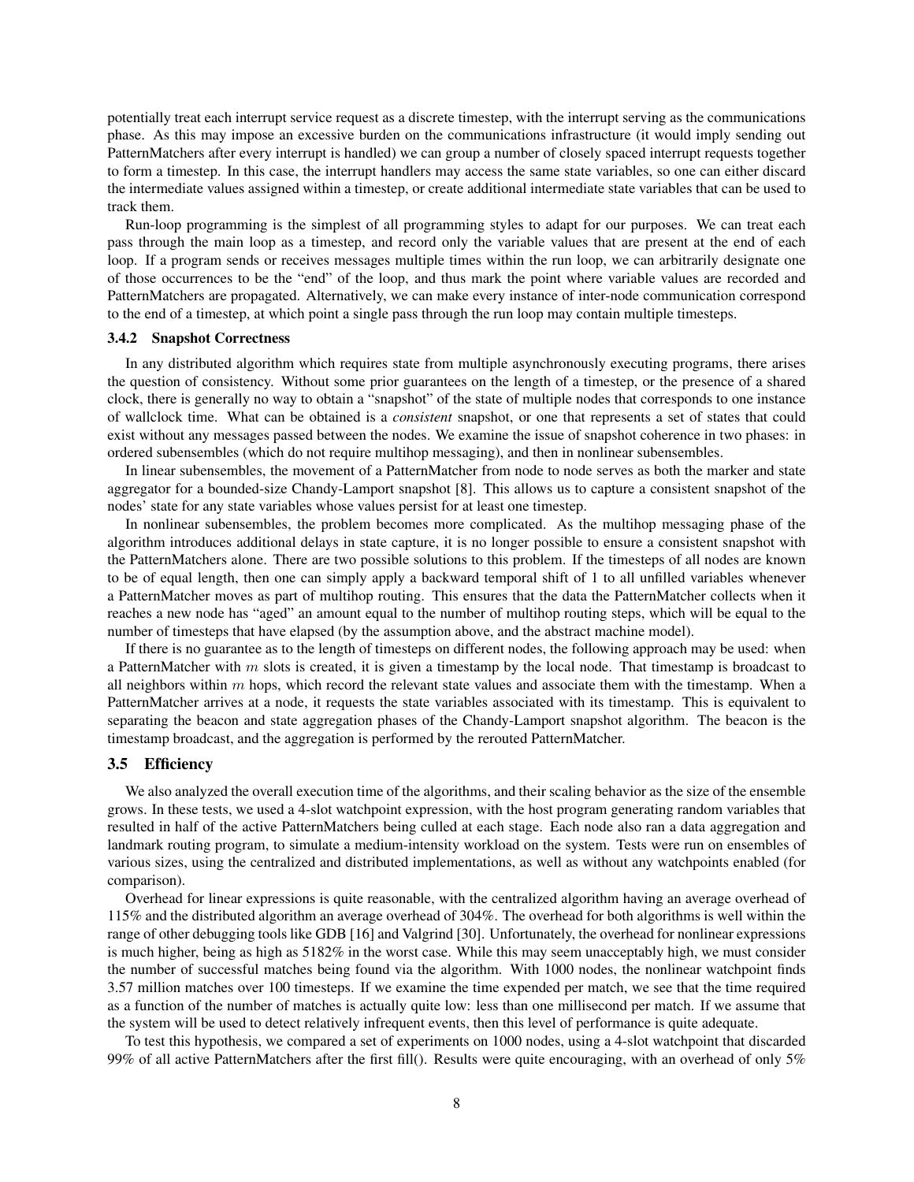potentially treat each interrupt service request as a discrete timestep, with the interrupt serving as the communications phase. As this may impose an excessive burden on the communications infrastructure (it would imply sending out PatternMatchers after every interrupt is handled) we can group a number of closely spaced interrupt requests together to form a timestep. In this case, the interrupt handlers may access the same state variables, so one can either discard the intermediate values assigned within a timestep, or create additional intermediate state variables that can be used to track them.

Run-loop programming is the simplest of all programming styles to adapt for our purposes. We can treat each pass through the main loop as a timestep, and record only the variable values that are present at the end of each loop. If a program sends or receives messages multiple times within the run loop, we can arbitrarily designate one of those occurrences to be the "end" of the loop, and thus mark the point where variable values are recorded and PatternMatchers are propagated. Alternatively, we can make every instance of inter-node communication correspond to the end of a timestep, at which point a single pass through the run loop may contain multiple timesteps.

### 3.4.2 Snapshot Correctness

In any distributed algorithm which requires state from multiple asynchronously executing programs, there arises the question of consistency. Without some prior guarantees on the length of a timestep, or the presence of a shared clock, there is generally no way to obtain a "snapshot" of the state of multiple nodes that corresponds to one instance of wallclock time. What can be obtained is a *consistent* snapshot, or one that represents a set of states that could exist without any messages passed between the nodes. We examine the issue of snapshot coherence in two phases: in ordered subensembles (which do not require multihop messaging), and then in nonlinear subensembles.

In linear subensembles, the movement of a PatternMatcher from node to node serves as both the marker and state aggregator for a bounded-size Chandy-Lamport snapshot [8]. This allows us to capture a consistent snapshot of the nodes' state for any state variables whose values persist for at least one timestep.

In nonlinear subensembles, the problem becomes more complicated. As the multihop messaging phase of the algorithm introduces additional delays in state capture, it is no longer possible to ensure a consistent snapshot with the PatternMatchers alone. There are two possible solutions to this problem. If the timesteps of all nodes are known to be of equal length, then one can simply apply a backward temporal shift of 1 to all unfilled variables whenever a PatternMatcher moves as part of multihop routing. This ensures that the data the PatternMatcher collects when it reaches a new node has "aged" an amount equal to the number of multihop routing steps, which will be equal to the number of timesteps that have elapsed (by the assumption above, and the abstract machine model).

If there is no guarantee as to the length of timesteps on different nodes, the following approach may be used: when a PatternMatcher with $m$ slots is created, it is given a timestamp by the local node. That timestamp is broadcast to all neighbors within $m$ hops, which record the relevant state values and associate them with the timestamp. When a PatternMatcher arrives at a node, it requests the state variables associated with its timestamp. This is equivalent to separating the beacon and state aggregation phases of the Chandy-Lamport snapshot algorithm. The beacon is the timestamp broadcast, and the aggregation is performed by the rerouted PatternMatcher.

## 3.5 Efficiency

We also analyzed the overall execution time of the algorithms, and their scaling behavior as the size of the ensemble grows. In these tests, we used a 4-slot watchpoint expression, with the host program generating random variables that resulted in half of the active PatternMatchers being culled at each stage. Each node also ran a data aggregation and landmark routing program, to simulate a medium-intensity workload on the system. Tests were run on ensembles of various sizes, using the centralized and distributed implementations, as well as without any watchpoints enabled (for comparison).

Overhead for linear expressions is quite reasonable, with the centralized algorithm having an average overhead of 115% and the distributed algorithm an average overhead of 304%. The overhead for both algorithms is well within the range of other debugging tools like GDB [16] and Valgrind [30]. Unfortunately, the overhead for nonlinear expressions is much higher, being as high as 5182% in the worst case. While this may seem unacceptably high, we must consider the number of successful matches being found via the algorithm. With 1000 nodes, the nonlinear watchpoint finds 3.57 million matches over 100 timesteps. If we examine the time expended per match, we see that the time required as a function of the number of matches is actually quite low: less than one millisecond per match. If we assume that the system will be used to detect relatively infrequent events, then this level of performance is quite adequate.

To test this hypothesis, we compared a set of experiments on 1000 nodes, using a 4-slot watchpoint that discarded 99% of all active PatternMatchers after the first fill(). Results were quite encouraging, with an overhead of only 5%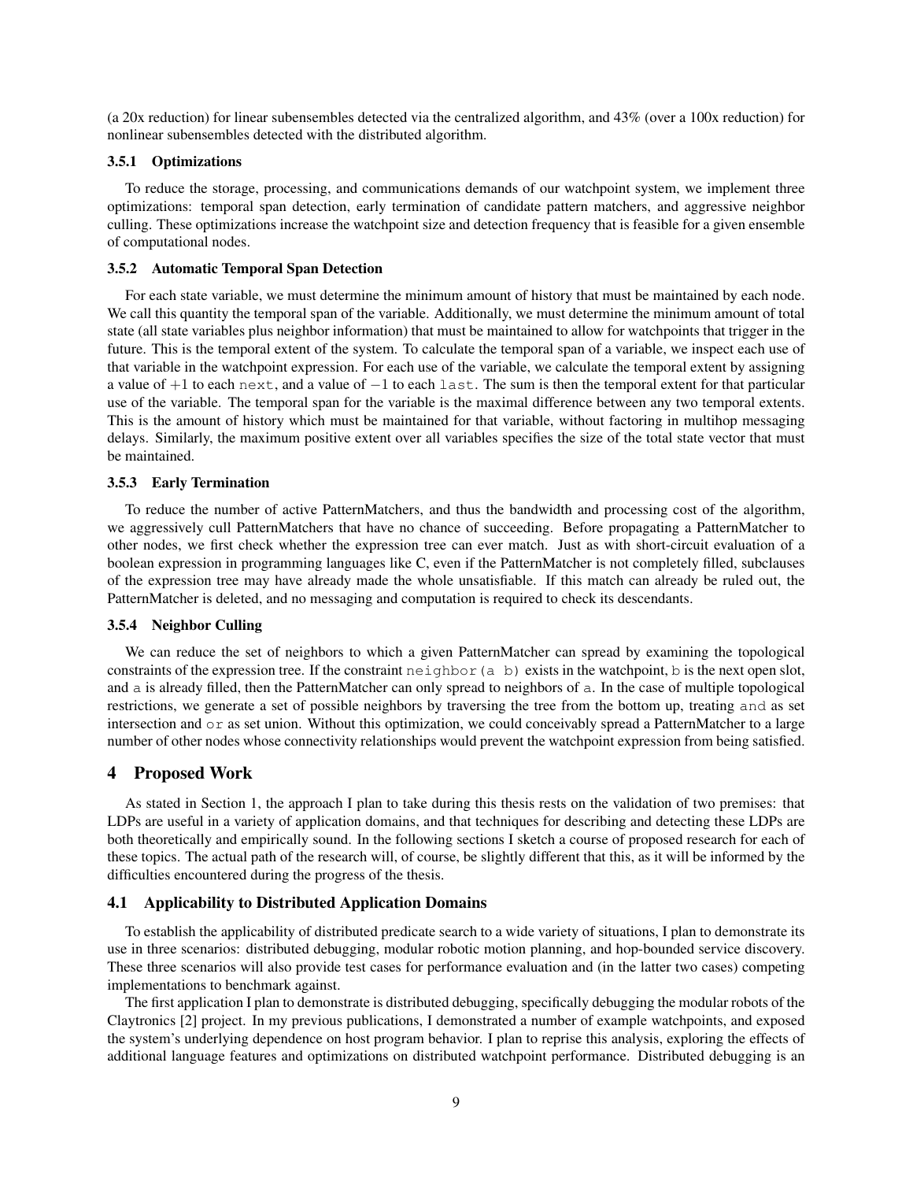(a 20x reduction) for linear subensembles detected via the centralized algorithm, and 43% (over a 100x reduction) for nonlinear subensembles detected with the distributed algorithm.

#### 3.5.1 Optimizations

To reduce the storage, processing, and communications demands of our watchpoint system, we implement three optimizations: temporal span detection, early termination of candidate pattern matchers, and aggressive neighbor culling. These optimizations increase the watchpoint size and detection frequency that is feasible for a given ensemble of computational nodes.

#### 3.5.2 Automatic Temporal Span Detection

For each state variable, we must determine the minimum amount of history that must be maintained by each node. We call this quantity the temporal span of the variable. Additionally, we must determine the minimum amount of total state (all state variables plus neighbor information) that must be maintained to allow for watchpoints that trigger in the future. This is the temporal extent of the system. To calculate the temporal span of a variable, we inspect each use of that variable in the watchpoint expression. For each use of the variable, we calculate the temporal extent by assigning a value of $+1$ to each `next`, and a value of $-1$ to each `last`. The sum is then the temporal extent for that particular use of the variable. The temporal span for the variable is the maximal difference between any two temporal extents. This is the amount of history which must be maintained for that variable, without factoring in multihop messaging delays. Similarly, the maximum positive extent over all variables specifies the size of the total state vector that must be maintained.

#### 3.5.3 Early Termination

To reduce the number of active PatternMatchers, and thus the bandwidth and processing cost of the algorithm, we aggressively cull PatternMatchers that have no chance of succeeding. Before propagating a PatternMatcher to other nodes, we first check whether the expression tree can ever match. Just as with short-circuit evaluation of a boolean expression in programming languages like C, even if the PatternMatcher is not completely filled, subclauses of the expression tree may have already made the whole unsatisfiable. If this match can already be ruled out, the PatternMatcher is deleted, and no messaging and computation is required to check its descendants.

#### 3.5.4 Neighbor Culling

We can reduce the set of neighbors to which a given PatternMatcher can spread by examining the topological constraints of the expression tree. If the constraint `neighbor(a b)` exists in the watchpoint, `b` is the next open slot, and `a` is already filled, then the PatternMatcher can only spread to neighbors of `a`. In the case of multiple topological restrictions, we generate a set of possible neighbors by traversing the tree from the bottom up, treating `and` as set intersection and `or` as set union. Without this optimization, we could conceivably spread a PatternMatcher to a large number of other nodes whose connectivity relationships would prevent the watchpoint expression from being satisfied.

## 4 Proposed Work

As stated in Section 1, the approach I plan to take during this thesis rests on the validation of two premises: that LDPs are useful in a variety of application domains, and that techniques for describing and detecting these LDPs are both theoretically and empirically sound. In the following sections I sketch a course of proposed research for each of these topics. The actual path of the research will, of course, be slightly different that this, as it will be informed by the difficulties encountered during the progress of the thesis.

### 4.1 Applicability to Distributed Application Domains

To establish the applicability of distributed predicate search to a wide variety of situations, I plan to demonstrate its use in three scenarios: distributed debugging, modular robotic motion planning, and hop-bounded service discovery. These three scenarios will also provide test cases for performance evaluation and (in the latter two cases) competing implementations to benchmark against.

The first application I plan to demonstrate is distributed debugging, specifically debugging the modular robots of the Claytronics [2] project. In my previous publications, I demonstrated a number of example watchpoints, and exposed the system's underlying dependence on host program behavior. I plan to reprise this analysis, exploring the effects of additional language features and optimizations on distributed watchpoint performance. Distributed debugging is an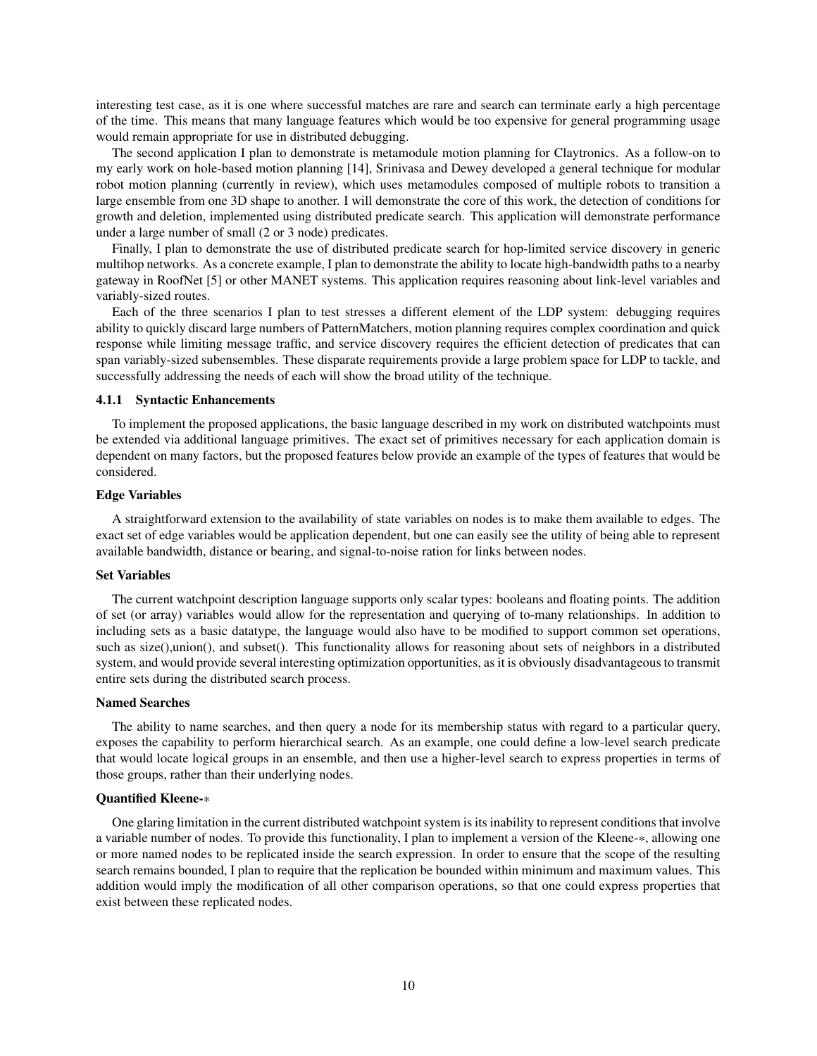interesting test case, as it is one where successful matches are rare and search can terminate early a high percentage of the time. This means that many language features which would be too expensive for general programming usage would remain appropriate for use in distributed debugging.

The second application I plan to demonstrate is metamodule motion planning for Claytronics. As a follow-on to my early work on hole-based motion planning [14], Srinivasa and Dewey developed a general technique for modular robot motion planning (currently in review), which uses metamodules composed of multiple robots to transition a large ensemble from one 3D shape to another. I will demonstrate the core of this work, the detection of conditions for growth and deletion, implemented using distributed predicate search. This application will demonstrate performance under a large number of small (2 or 3 node) predicates.

Finally, I plan to demonstrate the use of distributed predicate search for hop-limited service discovery in generic multihop networks. As a concrete example, I plan to demonstrate the ability to locate high-bandwidth paths to a nearby gateway in RoofNet [5] or other MANET systems. This application requires reasoning about link-level variables and variably-sized routes.

Each of the three scenarios I plan to test stresses a different element of the LDP system: debugging requires ability to quickly discard large numbers of PatternMatchers, motion planning requires complex coordination and quick response while limiting message traffic, and service discovery requires the efficient detection of predicates that can span variably-sized subensembles. These disparate requirements provide a large problem space for LDP to tackle, and successfully addressing the needs of each will show the broad utility of the technique.

#### 4.1.1 Syntactic Enhancements

To implement the proposed applications, the basic language described in my work on distributed watchpoints must be extended via additional language primitives. The exact set of primitives necessary for each application domain is dependent on many factors, but the proposed features below provide an example of the types of features that would be considered.

**Edge Variables**

A straightforward extension to the availability of state variables on nodes is to make them available to edges. The exact set of edge variables would be application dependent, but one can easily see the utility of being able to represent available bandwidth, distance or bearing, and signal-to-noise ration for links between nodes.

**Set Variables**

The current watchpoint description language supports only scalar types: booleans and floating points. The addition of set (or array) variables would allow for the representation and querying of to-many relationships. In addition to including sets as a basic datatype, the language would also have to be modified to support common set operations, such as size(),union(), and subset(). This functionality allows for reasoning about sets of neighbors in a distributed system, and would provide several interesting optimization opportunities, as it is obviously disadvantageous to transmit entire sets during the distributed search process.

**Named Searches**

The ability to name searches, and then query a node for its membership status with regard to a particular query, exposes the capability to perform hierarchical search. As an example, one could define a low-level search predicate that would locate logical groups in an ensemble, and then use a higher-level search to express properties in terms of those groups, rather than their underlying nodes.

**Quantified Kleene-$*$**

One glaring limitation in the current distributed watchpoint system is its inability to represent conditions that involve a variable number of nodes. To provide this functionality, I plan to implement a version of the Kleene-$*$, allowing one or more named nodes to be replicated inside the search expression. In order to ensure that the scope of the resulting search remains bounded, I plan to require that the replication be bounded within minimum and maximum values. This addition would imply the modification of all other comparison operations, so that one could express properties that exist between these replicated nodes.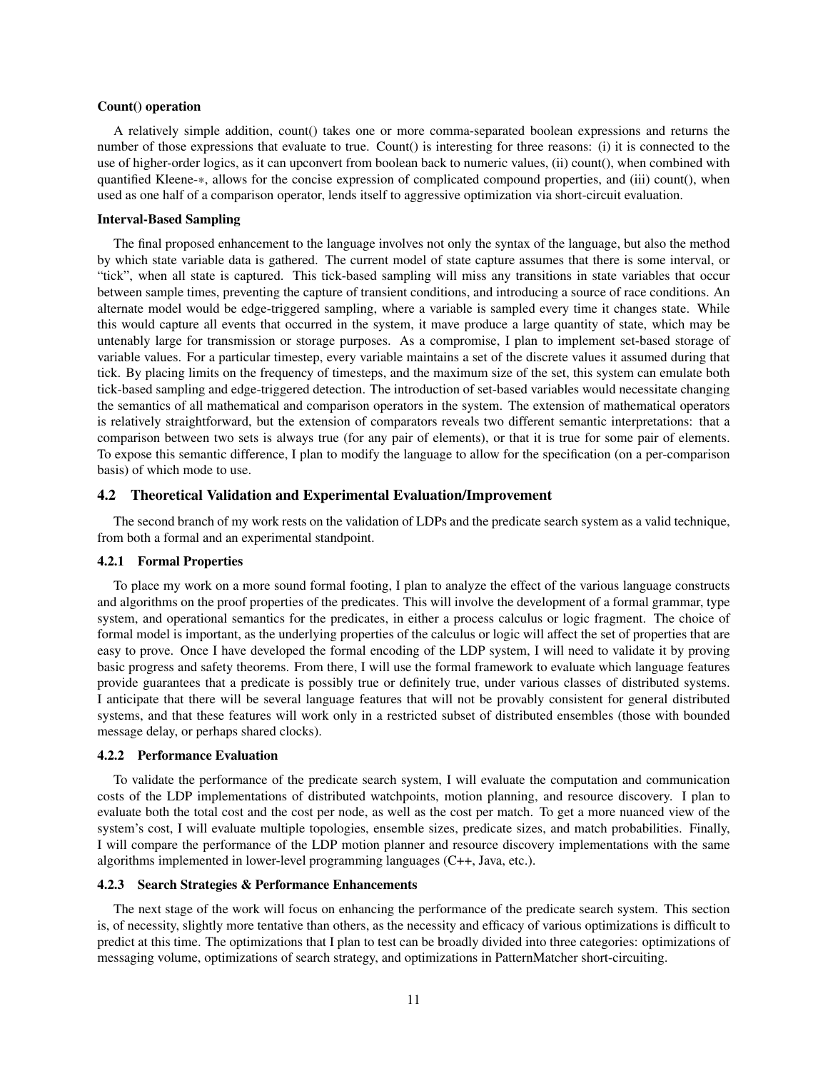**Count() operation**

A relatively simple addition, count() takes one or more comma-separated boolean expressions and returns the number of those expressions that evaluate to true. Count() is interesting for three reasons: (i) it is connected to the use of higher-order logics, as it can upconvert from boolean back to numeric values, (ii) count(), when combined with quantified Kleene-$*$, allows for the concise expression of complicated compound properties, and (iii) count(), when used as one half of a comparison operator, lends itself to aggressive optimization via short-circuit evaluation.

**Interval-Based Sampling**

The final proposed enhancement to the language involves not only the syntax of the language, but also the method by which state variable data is gathered. The current model of state capture assumes that there is some interval, or "tick", when all state is captured. This tick-based sampling will miss any transitions in state variables that occur between sample times, preventing the capture of transient conditions, and introducing a source of race conditions. An alternate model would be edge-triggered sampling, where a variable is sampled every time it changes state. While this would capture all events that occurred in the system, it mave produce a large quantity of state, which may be untenably large for transmission or storage purposes. As a compromise, I plan to implement set-based storage of variable values. For a particular timestep, every variable maintains a set of the discrete values it assumed during that tick. By placing limits on the frequency of timesteps, and the maximum size of the set, this system can emulate both tick-based sampling and edge-triggered detection. The introduction of set-based variables would necessitate changing the semantics of all mathematical and comparison operators in the system. The extension of mathematical operators is relatively straightforward, but the extension of comparators reveals two different semantic interpretations: that a comparison between two sets is always true (for any pair of elements), or that it is true for some pair of elements. To expose this semantic difference, I plan to modify the language to allow for the specification (on a per-comparison basis) of which mode to use.

## 4.2 Theoretical Validation and Experimental Evaluation/Improvement

The second branch of my work rests on the validation of LDPs and the predicate search system as a valid technique, from both a formal and an experimental standpoint.

### 4.2.1 Formal Properties

To place my work on a more sound formal footing, I plan to analyze the effect of the various language constructs and algorithms on the proof properties of the predicates. This will involve the development of a formal grammar, type system, and operational semantics for the predicates, in either a process calculus or logic fragment. The choice of formal model is important, as the underlying properties of the calculus or logic will affect the set of properties that are easy to prove. Once I have developed the formal encoding of the LDP system, I will need to validate it by proving basic progress and safety theorems. From there, I will use the formal framework to evaluate which language features provide guarantees that a predicate is possibly true or definitely true, under various classes of distributed systems. I anticipate that there will be several language features that will not be provably consistent for general distributed systems, and that these features will work only in a restricted subset of distributed ensembles (those with bounded message delay, or perhaps shared clocks).

### 4.2.2 Performance Evaluation

To validate the performance of the predicate search system, I will evaluate the computation and communication costs of the LDP implementations of distributed watchpoints, motion planning, and resource discovery. I plan to evaluate both the total cost and the cost per node, as well as the cost per match. To get a more nuanced view of the system's cost, I will evaluate multiple topologies, ensemble sizes, predicate sizes, and match probabilities. Finally, I will compare the performance of the LDP motion planner and resource discovery implementations with the same algorithms implemented in lower-level programming languages (C++, Java, etc.).

### 4.2.3 Search Strategies & Performance Enhancements

The next stage of the work will focus on enhancing the performance of the predicate search system. This section is, of necessity, slightly more tentative than others, as the necessity and efficacy of various optimizations is difficult to predict at this time. The optimizations that I plan to test can be broadly divided into three categories: optimizations of messaging volume, optimizations of search strategy, and optimizations in PatternMatcher short-circuiting.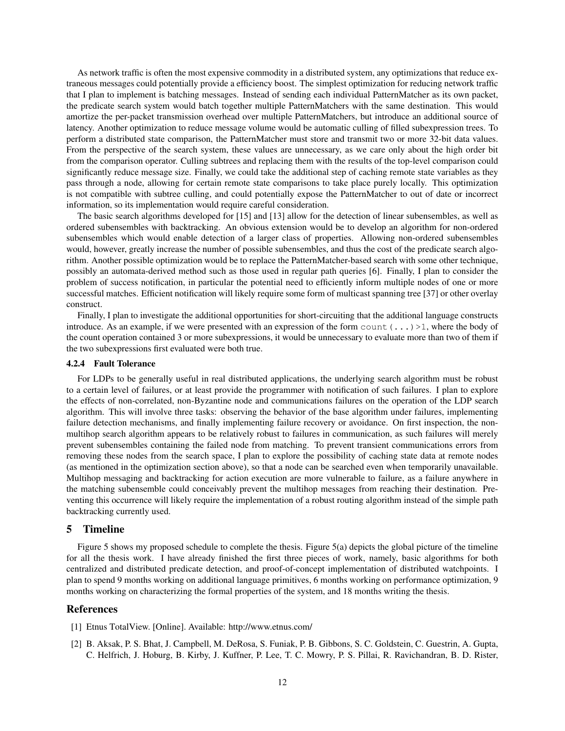As network traffic is often the most expensive commodity in a distributed system, any optimizations that reduce extraneous messages could potentially provide a efficiency boost. The simplest optimization for reducing network traffic that I plan to implement is batching messages. Instead of sending each individual PatternMatcher as its own packet, the predicate search system would batch together multiple PatternMatchers with the same destination. This would amortize the per-packet transmission overhead over multiple PatternMatchers, but introduce an additional source of latency. Another optimization to reduce message volume would be automatic culling of filled subexpression trees. To perform a distributed state comparison, the PatternMatcher must store and transmit two or more 32-bit data values. From the perspective of the search system, these values are unnecessary, as we care only about the high order bit from the comparison operator. Culling subtrees and replacing them with the results of the top-level comparison could significantly reduce message size. Finally, we could take the additional step of caching remote state variables as they pass through a node, allowing for certain remote state comparisons to take place purely locally. This optimization is not compatible with subtree culling, and could potentially expose the PatternMatcher to out of date or incorrect information, so its implementation would require careful consideration.

The basic search algorithms developed for [15] and [13] allow for the detection of linear subensembles, as well as ordered subensembles with backtracking. An obvious extension would be to develop an algorithm for non-ordered subensembles which would enable detection of a larger class of properties. Allowing non-ordered subensembles would, however, greatly increase the number of possible subensembles, and thus the cost of the predicate search algorithm. Another possible optimization would be to replace the PatternMatcher-based search with some other technique, possibly an automata-derived method such as those used in regular path queries [6]. Finally, I plan to consider the problem of success notification, in particular the potential need to efficiently inform multiple nodes of one or more successful matches. Efficient notification will likely require some form of multicast spanning tree [37] or other overlay construct.

Finally, I plan to investigate the additional opportunities for short-circuiting that the additional language constructs introduce. As an example, if we were presented with an expression of the form `count(...)>1`, where the body of the count operation contained 3 or more subexpressions, it would be unnecessary to evaluate more than two of them if the two subexpressions first evaluated were both true.

#### 4.2.4 Fault Tolerance

For LDPs to be generally useful in real distributed applications, the underlying search algorithm must be robust to a certain level of failures, or at least provide the programmer with notification of such failures. I plan to explore the effects of non-correlated, non-Byzantine node and communications failures on the operation of the LDP search algorithm. This will involve three tasks: observing the behavior of the base algorithm under failures, implementing failure detection mechanisms, and finally implementing failure recovery or avoidance. On first inspection, the non-multihop search algorithm appears to be relatively robust to failures in communication, as such failures will merely prevent subensembles containing the failed node from matching. To prevent transient communications errors from removing these nodes from the search space, I plan to explore the possibility of caching state data at remote nodes (as mentioned in the optimization section above), so that a node can be searched even when temporarily unavailable. Multihop messaging and backtracking for action execution are more vulnerable to failure, as a failure anywhere in the matching subensemble could conceivably prevent the multihop messages from reaching their destination. Preventing this occurrence will likely require the implementation of a robust routing algorithm instead of the simple path backtracking currently used.

## 5 Timeline

Figure 5 shows my proposed schedule to complete the thesis. Figure 5(a) depicts the global picture of the timeline for all the thesis work. I have already finished the first three pieces of work, namely, basic algorithms for both centralized and distributed predicate detection, and proof-of-concept implementation of distributed watchpoints. I plan to spend 9 months working on additional language primitives, 6 months working on performance optimization, 9 months working on characterizing the formal properties of the system, and 18 months writing the thesis.

## References

[1] Etnus TotalView. [Online]. Available: http://www.etnus.com/

[2] B. Aksak, P. S. Bhat, J. Campbell, M. DeRosa, S. Funiak, P. B. Gibbons, S. C. Goldstein, C. Guestrin, A. Gupta, C. Helfrich, J. Hoburg, B. Kirby, J. Kuffner, P. Lee, T. C. Mowry, P. S. Pillai, R. Ravichandran, B. D. Rister,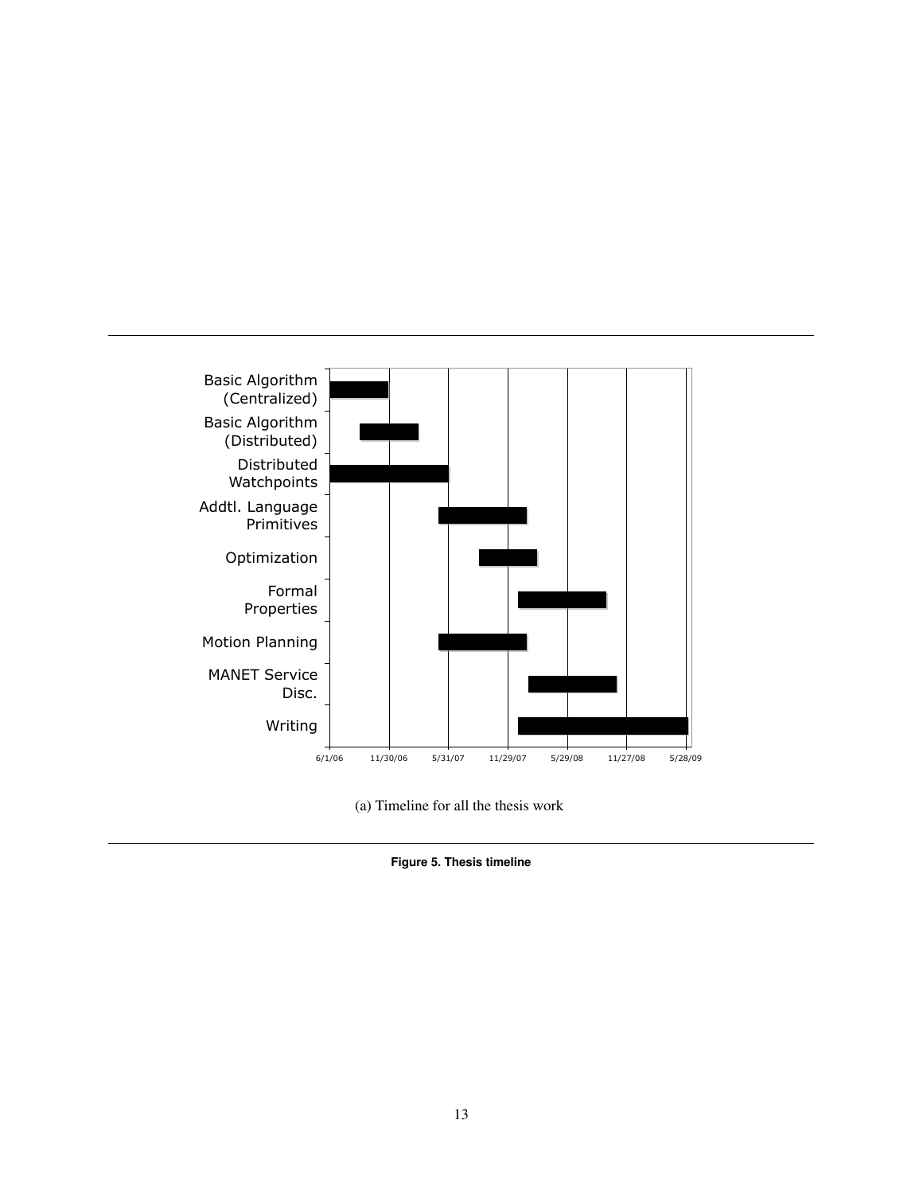(a) Timeline for all the thesis work

**Figure 5. Thesis timeline**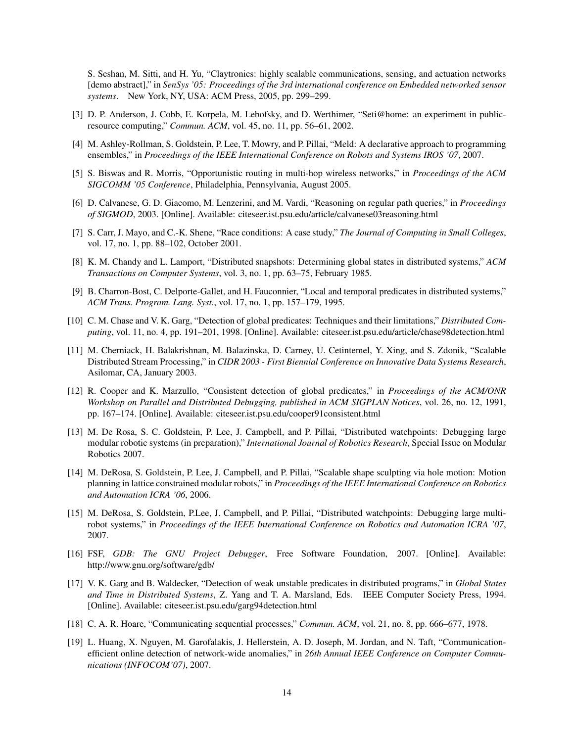S. Seshan, M. Sitti, and H. Yu, "Claytronics: highly scalable communications, sensing, and actuation networks [demo abstract]," in *SenSys '05: Proceedings of the 3rd international conference on Embedded networked sensor systems*. New York, NY, USA: ACM Press, 2005, pp. 299–299.

[3] D. P. Anderson, J. Cobb, E. Korpela, M. Lebofsky, and D. Werthimer, "Seti@home: an experiment in public-resource computing," *Commun. ACM*, vol. 45, no. 11, pp. 56–61, 2002.

[4] M. Ashley-Rollman, S. Goldstein, P. Lee, T. Mowry, and P. Pillai, "Meld: A declarative approach to programming ensembles," in *Proceedings of the IEEE International Conference on Robots and Systems IROS '07*, 2007.

[5] S. Biswas and R. Morris, "Opportunistic routing in multi-hop wireless networks," in *Proceedings of the ACM SIGCOMM '05 Conference*, Philadelphia, Pennsylvania, August 2005.

[6] D. Calvanese, G. D. Giacomo, M. Lenzerini, and M. Vardi, "Reasoning on regular path queries," in *Proceedings of SIGMOD*, 2003. [Online]. Available: citeseer.ist.psu.edu/article/calvanese03reasoning.html

[7] S. Carr, J. Mayo, and C.-K. Shene, "Race conditions: A case study," *The Journal of Computing in Small Colleges*, vol. 17, no. 1, pp. 88–102, October 2001.

[8] K. M. Chandy and L. Lamport, "Distributed snapshots: Determining global states in distributed systems," *ACM Transactions on Computer Systems*, vol. 3, no. 1, pp. 63–75, February 1985.

[9] B. Charron-Bost, C. Delporte-Gallet, and H. Fauconnier, "Local and temporal predicates in distributed systems," *ACM Trans. Program. Lang. Syst.*, vol. 17, no. 1, pp. 157–179, 1995.

[10] C. M. Chase and V. K. Garg, "Detection of global predicates: Techniques and their limitations," *Distributed Computing*, vol. 11, no. 4, pp. 191–201, 1998. [Online]. Available: citeseer.ist.psu.edu/article/chase98detection.html

[11] M. Cherniack, H. Balakrishnan, M. Balazinska, D. Carney, U. Cetintemel, Y. Xing, and S. Zdonik, "Scalable Distributed Stream Processing," in *CIDR 2003 - First Biennial Conference on Innovative Data Systems Research*, Asilomar, CA, January 2003.

[12] R. Cooper and K. Marzullo, "Consistent detection of global predicates," in *Proceedings of the ACM/ONR Workshop on Parallel and Distributed Debugging, published in ACM SIGPLAN Notices*, vol. 26, no. 12, 1991, pp. 167–174. [Online]. Available: citeseer.ist.psu.edu/cooper91consistent.html

[13] M. De Rosa, S. C. Goldstein, P. Lee, J. Campbell, and P. Pillai, "Distributed watchpoints: Debugging large modular robotic systems (in preparation)," *International Journal of Robotics Research*, Special Issue on Modular Robotics 2007.

[14] M. DeRosa, S. Goldstein, P. Lee, J. Campbell, and P. Pillai, "Scalable shape sculpting via hole motion: Motion planning in lattice constrained modular robots," in *Proceedings of the IEEE International Conference on Robotics and Automation ICRA '06*, 2006.

[15] M. DeRosa, S. Goldstein, P.Lee, J. Campbell, and P. Pillai, "Distributed watchpoints: Debugging large multi-robot systems," in *Proceedings of the IEEE International Conference on Robotics and Automation ICRA '07*, 2007.

[16] FSF, *GDB: The GNU Project Debugger*, Free Software Foundation, 2007. [Online]. Available: http://www.gnu.org/software/gdb/

[17] V. K. Garg and B. Waldecker, "Detection of weak unstable predicates in distributed programs," in *Global States and Time in Distributed Systems*, Z. Yang and T. A. Marsland, Eds. IEEE Computer Society Press, 1994. [Online]. Available: citeseer.ist.psu.edu/garg94detection.html

[18] C. A. R. Hoare, "Communicating sequential processes," *Commun. ACM*, vol. 21, no. 8, pp. 666–677, 1978.

[19] L. Huang, X. Nguyen, M. Garofalakis, J. Hellerstein, A. D. Joseph, M. Jordan, and N. Taft, "Communication-efficient online detection of network-wide anomalies," in *26th Annual IEEE Conference on Computer Communications (INFOCOM'07)*, 2007.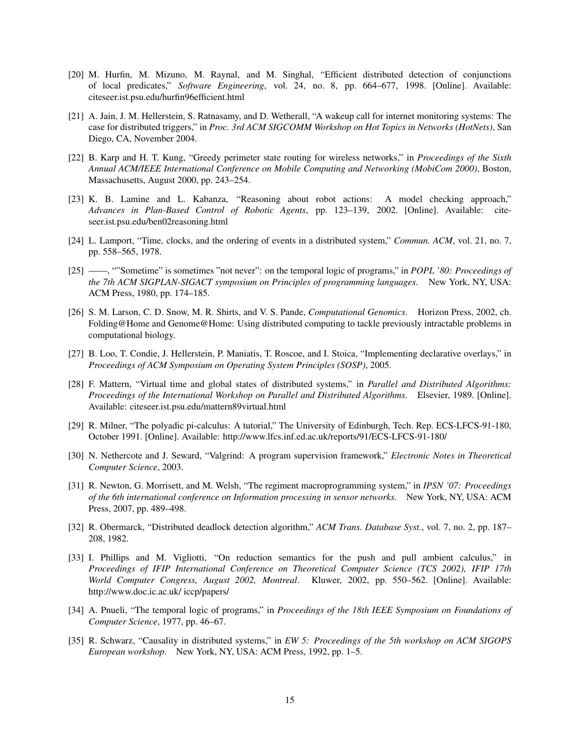[20] M. Hurfin, M. Mizuno, M. Raynal, and M. Singhal, "Efficient distributed detection of conjunctions of local predicates," *Software Engineering*, vol. 24, no. 8, pp. 664–677, 1998. [Online]. Available: citeseer.ist.psu.edu/hurfin96efficient.html

[21] A. Jain, J. M. Hellerstein, S. Ratnasamy, and D. Wetherall, "A wakeup call for internet monitoring systems: The case for distributed triggers," in *Proc. 3rd ACM SIGCOMM Workshop on Hot Topics in Networks (HotNets)*, San Diego, CA, November 2004.

[22] B. Karp and H. T. Kung, "Greedy perimeter state routing for wireless networks," in *Proceedings of the Sixth Annual ACM/IEEE International Conference on Mobile Computing and Networking (MobiCom 2000)*, Boston, Massachusetts, August 2000, pp. 243–254.

[23] K. B. Lamine and L. Kabanza, "Reasoning about robot actions: A model checking approach," *Advances in Plan-Based Control of Robotic Agents*, pp. 123–139, 2002. [Online]. Available: citeseer.ist.psu.edu/ben02reasoning.html

[24] L. Lamport, "Time, clocks, and the ordering of events in a distributed system," *Commun. ACM*, vol. 21, no. 7, pp. 558–565, 1978.

[25] ——, ""Sometime" is sometimes "not never": on the temporal logic of programs," in *POPL '80: Proceedings of the 7th ACM SIGPLAN-SIGACT symposium on Principles of programming languages*. New York, NY, USA: ACM Press, 1980, pp. 174–185.

[26] S. M. Larson, C. D. Snow, M. R. Shirts, and V. S. Pande, *Computational Genomics*. Horizon Press, 2002, ch. Folding@Home and Genome@Home: Using distributed computing to tackle previously intractable problems in computational biology.

[27] B. Loo, T. Condie, J. Hellerstein, P. Maniatis, T. Roscoe, and I. Stoica, "Implementing declarative overlays," in *Proceedings of ACM Symposium on Operating System Principles (SOSP)*, 2005.

[28] F. Mattern, "Virtual time and global states of distributed systems," in *Parallel and Distributed Algorithms: Proceedings of the International Workshop on Parallel and Distributed Algorithms*. Elsevier, 1989. [Online]. Available: citeseer.ist.psu.edu/mattern89virtual.html

[29] R. Milner, "The polyadic pi-calculus: A tutorial," The University of Edinburgh, Tech. Rep. ECS-LFCS-91-180, October 1991. [Online]. Available: http://www.lfcs.inf.ed.ac.uk/reports/91/ECS-LFCS-91-180/

[30] N. Nethercote and J. Seward, "Valgrind: A program supervision framework," *Electronic Notes in Theoretical Computer Science*, 2003.

[31] R. Newton, G. Morrisett, and M. Welsh, "The regiment macroprogramming system," in *IPSN '07: Proceedings of the 6th international conference on Information processing in sensor networks*. New York, NY, USA: ACM Press, 2007, pp. 489–498.

[32] R. Obermarck, "Distributed deadlock detection algorithm," *ACM Trans. Database Syst.*, vol. 7, no. 2, pp. 187–208, 1982.

[33] I. Phillips and M. Vigliotti, "On reduction semantics for the push and pull ambient calculus," in *Proceedings of IFIP International Conference on Theoretical Computer Science (TCS 2002), IFIP 17th World Computer Congress, August 2002, Montreal*. Kluwer, 2002, pp. 550–562. [Online]. Available: http://www.doc.ic.ac.uk/ iccp/papers/

[34] A. Pnueli, "The temporal logic of programs," in *Proceedings of the 18th IEEE Symposium on Foundations of Computer Science*, 1977, pp. 46–67.

[35] R. Schwarz, "Causality in distributed systems," in *EW 5: Proceedings of the 5th workshop on ACM SIGOPS European workshop*. New York, NY, USA: ACM Press, 1992, pp. 1–5.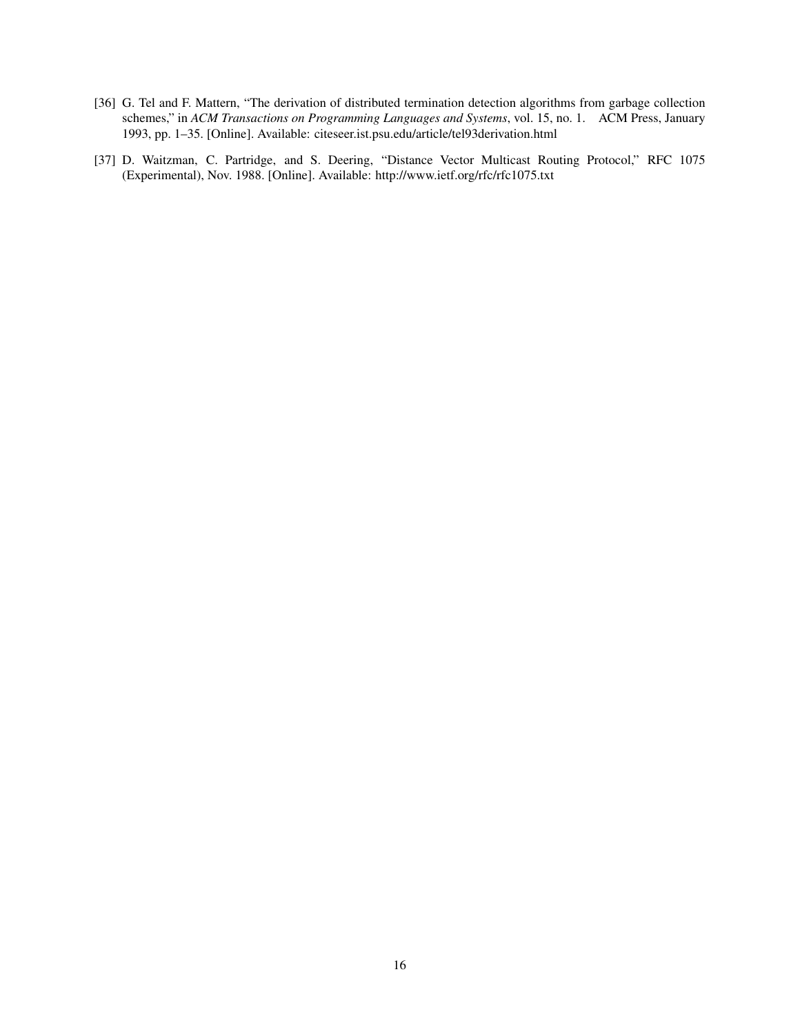[36] G. Tel and F. Mattern, "The derivation of distributed termination detection algorithms from garbage collection schemes," in *ACM Transactions on Programming Languages and Systems*, vol. 15, no. 1. ACM Press, January 1993, pp. 1–35. [Online]. Available: citeseer.ist.psu.edu/article/tel93derivation.html

[37] D. Waitzman, C. Partridge, and S. Deering, "Distance Vector Multicast Routing Protocol," RFC 1075 (Experimental), Nov. 1988. [Online]. Available: http://www.ietf.org/rfc/rfc1075.txt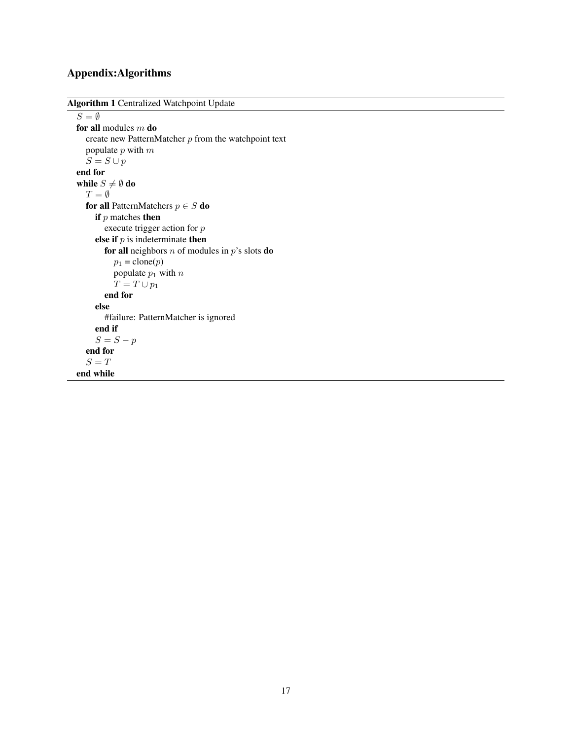# Appendix:Algorithms

**Algorithm 1** Centralized Watchpoint Update

```
S = ∅
for all modules m do
  create new PatternMatcher p from the watchpoint text
  populate p with m
  S = S ∪ p
end for
while S ≠ ∅ do
  T = ∅
  for all PatternMatchers p ∈ S do
    if p matches then
      execute trigger action for p
    else if p is indeterminate then
      for all neighbors n of modules in p's slots do
        p1 = clone(p)
        populate p1 with n
        T = T ∪ p1
      end for
    else
      #failure: PatternMatcher is ignored
    end if
    S = S − p
  end for
  S = T
end while
```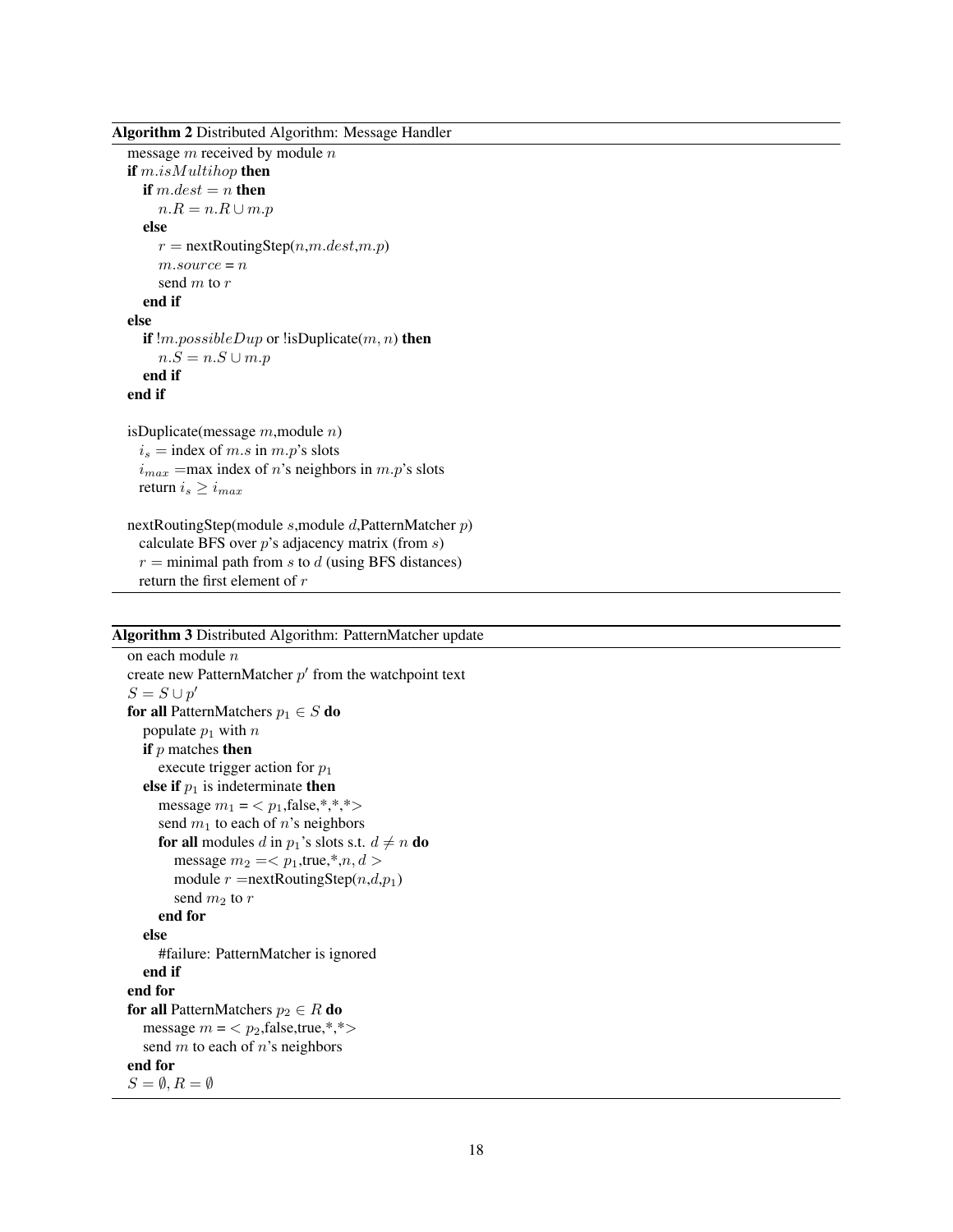**Algorithm 2** Distributed Algorithm: Message Handler

```
message m received by module n
if m.isMultihop then
    if m.dest = n then
        n.R = n.R ∪ m.p
    else
        r = nextRoutingStep(n,m.dest,m.p)
        m.source = n
        send m to r
    end if
else
    if !m.possibleDup or !isDuplicate(m, n) then
        n.S = n.S ∪ m.p
    end if
end if

isDuplicate(message m,module n)
  i_s = index of m.s in m.p's slots
  i_max =max index of n's neighbors in m.p's slots
  return i_s ≥ i_max

nextRoutingStep(module s,module d,PatternMatcher p)
  calculate BFS over p's adjacency matrix (from s)
  r = minimal path from s to d (using BFS distances)
  return the first element of r
```

**Algorithm 3** Distributed Algorithm: PatternMatcher update

```
on each module n
create new PatternMatcher p' from the watchpoint text
S = S ∪ p'
for all PatternMatchers p_1 ∈ S do
    populate p_1 with n
    if p matches then
        execute trigger action for p_1
    else if p_1 is indeterminate then
        message m_1 = < p_1,false,*,*,*>
        send m_1 to each of n's neighbors
        for all modules d in p_1's slots s.t. d ≠ n do
            message m_2 =< p_1,true,*,n, d >
            module r =nextRoutingStep(n,d,p_1)
            send m_2 to r
        end for
    else
        #failure: PatternMatcher is ignored
    end if
end for
for all PatternMatchers p_2 ∈ R do
    message m = < p_2,false,true,*,*>
    send m to each of n's neighbors
end for
S = ∅, R = ∅
```